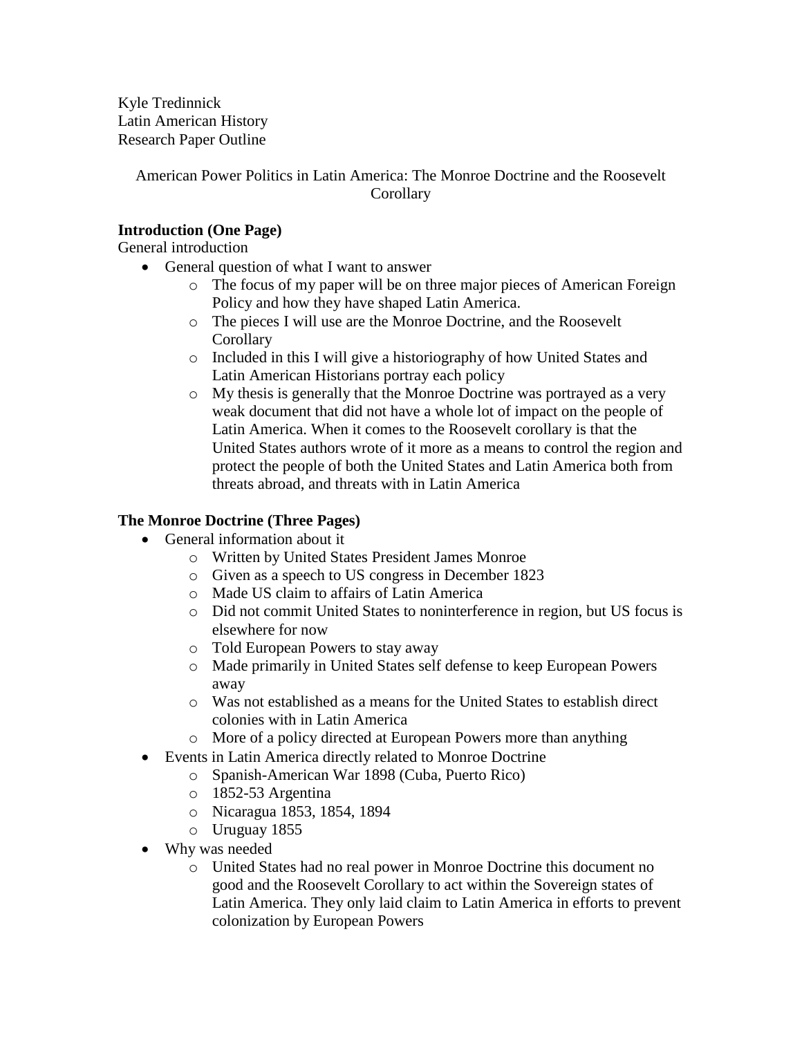Kyle Tredinnick
Latin American History
Research Paper Outline

American Power Politics in Latin America: The Monroe Doctrine and the Roosevelt Corollary

**Introduction (One Page)**

General introduction

- General question of what I want to answer
  - The focus of my paper will be on three major pieces of American Foreign Policy and how they have shaped Latin America.
  - The pieces I will use are the Monroe Doctrine, and the Roosevelt Corollary
  - Included in this I will give a historiography of how United States and Latin American Historians portray each policy
  - My thesis is generally that the Monroe Doctrine was portrayed as a very weak document that did not have a whole lot of impact on the people of Latin America. When it comes to the Roosevelt corollary is that the United States authors wrote of it more as a means to control the region and protect the people of both the United States and Latin America both from threats abroad, and threats with in Latin America

**The Monroe Doctrine (Three Pages)**

- General information about it
  - Written by United States President James Monroe
  - Given as a speech to US congress in December 1823
  - Made US claim to affairs of Latin America
  - Did not commit United States to noninterference in region, but US focus is elsewhere for now
  - Told European Powers to stay away
  - Made primarily in United States self defense to keep European Powers away
  - Was not established as a means for the United States to establish direct colonies with in Latin America
  - More of a policy directed at European Powers more than anything
- Events in Latin America directly related to Monroe Doctrine
  - Spanish-American War 1898 (Cuba, Puerto Rico)
  - 1852-53 Argentina
  - Nicaragua 1853, 1854, 1894
  - Uruguay 1855
- Why was needed
  - United States had no real power in Monroe Doctrine this document no good and the Roosevelt Corollary to act within the Sovereign states of Latin America. They only laid claim to Latin America in efforts to prevent colonization by European Powers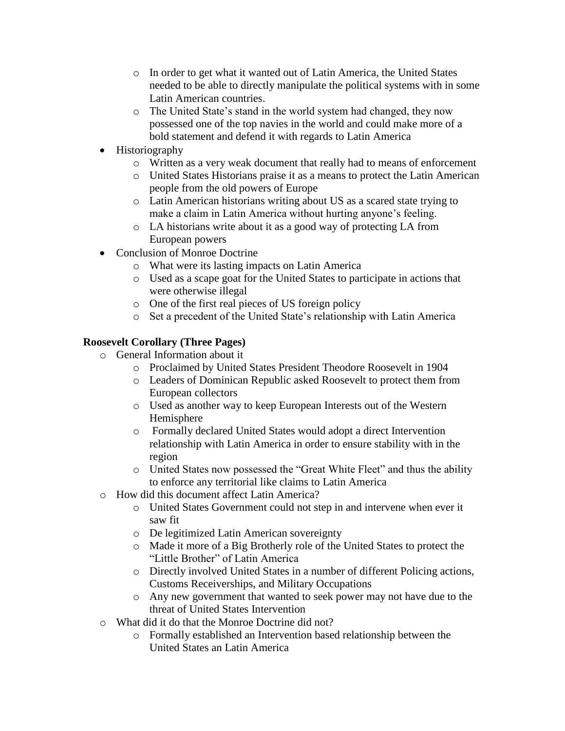- In order to get what it wanted out of Latin America, the United States needed to be able to directly manipulate the political systems with in some Latin American countries.
  - The United State's stand in the world system had changed, they now possessed one of the top navies in the world and could make more of a bold statement and defend it with regards to Latin America
- Historiography
  - Written as a very weak document that really had to means of enforcement
  - United States Historians praise it as a means to protect the Latin American people from the old powers of Europe
  - Latin American historians writing about US as a scared state trying to make a claim in Latin America without hurting anyone's feeling.
  - LA historians write about it as a good way of protecting LA from European powers
- Conclusion of Monroe Doctrine
  - What were its lasting impacts on Latin America
  - Used as a scape goat for the United States to participate in actions that were otherwise illegal
  - One of the first real pieces of US foreign policy
  - Set a precedent of the United State's relationship with Latin America

**Roosevelt Corollary (Three Pages)**

- General Information about it
  - Proclaimed by United States President Theodore Roosevelt in 1904
  - Leaders of Dominican Republic asked Roosevelt to protect them from European collectors
  - Used as another way to keep European Interests out of the Western Hemisphere
  - Formally declared United States would adopt a direct Intervention relationship with Latin America in order to ensure stability with in the region
  - United States now possessed the "Great White Fleet" and thus the ability to enforce any territorial like claims to Latin America
- How did this document affect Latin America?
  - United States Government could not step in and intervene when ever it saw fit
  - De legitimized Latin American sovereignty
  - Made it more of a Big Brotherly role of the United States to protect the "Little Brother" of Latin America
  - Directly involved United States in a number of different Policing actions, Customs Receiverships, and Military Occupations
  - Any new government that wanted to seek power may not have due to the threat of United States Intervention
- What did it do that the Monroe Doctrine did not?
  - Formally established an Intervention based relationship between the United States an Latin America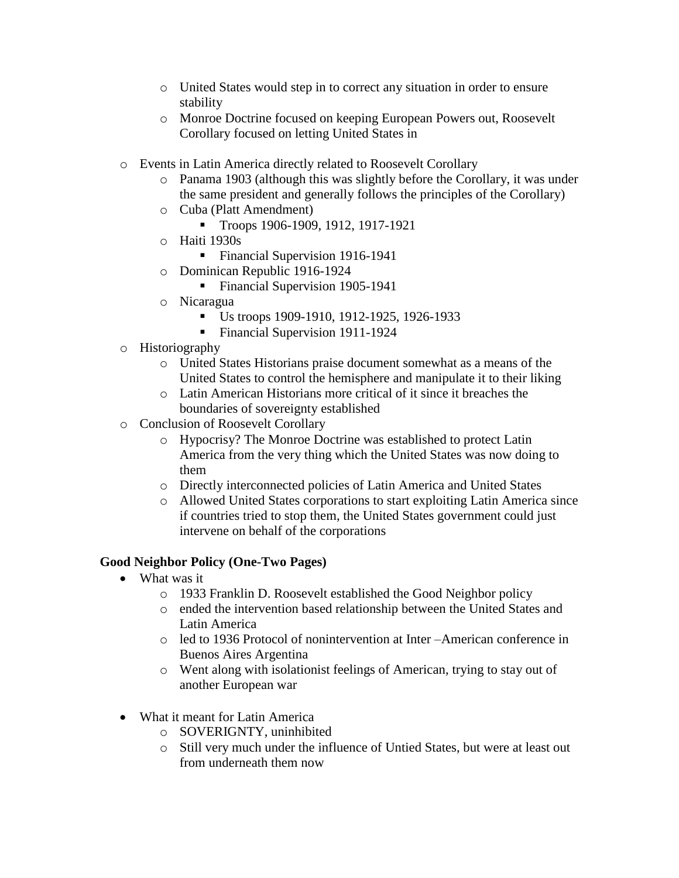- United States would step in to correct any situation in order to ensure stability
    - Monroe Doctrine focused on keeping European Powers out, Roosevelt Corollary focused on letting United States in

  - Events in Latin America directly related to Roosevelt Corollary
    - Panama 1903 (although this was slightly before the Corollary, it was under the same president and generally follows the principles of the Corollary)
    - Cuba (Platt Amendment)
      - Troops 1906-1909, 1912, 1917-1921
    - Haiti 1930s
      - Financial Supervision 1916-1941
    - Dominican Republic 1916-1924
      - Financial Supervision 1905-1941
    - Nicaragua
      - Us troops 1909-1910, 1912-1925, 1926-1933
      - Financial Supervision 1911-1924
  - Historiography
    - United States Historians praise document somewhat as a means of the United States to control the hemisphere and manipulate it to their liking
    - Latin American Historians more critical of it since it breaches the boundaries of sovereignty established
  - Conclusion of Roosevelt Corollary
    - Hypocrisy? The Monroe Doctrine was established to protect Latin America from the very thing which the United States was now doing to them
    - Directly interconnected policies of Latin America and United States
    - Allowed United States corporations to start exploiting Latin America since if countries tried to stop them, the United States government could just intervene on behalf of the corporations

**Good Neighbor Policy (One-Two Pages)**

- What was it
  - 1933 Franklin D. Roosevelt established the Good Neighbor policy
  - ended the intervention based relationship between the United States and Latin America
  - led to 1936 Protocol of nonintervention at Inter –American conference in Buenos Aires Argentina
  - Went along with isolationist feelings of American, trying to stay out of another European war

- What it meant for Latin America
  - SOVERIGNTY, uninhibited
  - Still very much under the influence of Untied States, but were at least out from underneath them now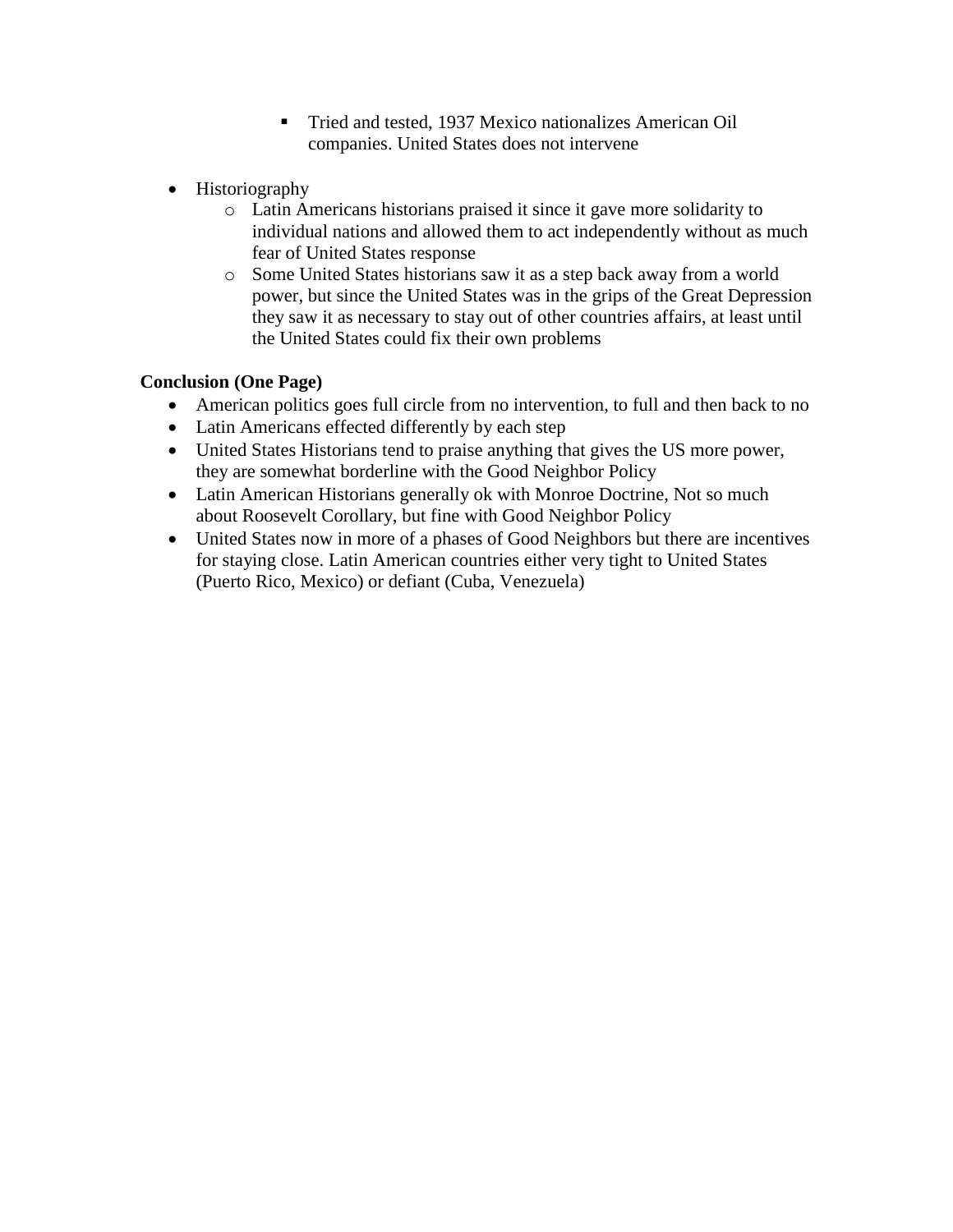- Tried and tested, 1937 Mexico nationalizes American Oil companies. United States does not intervene

- Historiography
    - Latin Americans historians praised it since it gave more solidarity to individual nations and allowed them to act independently without as much fear of United States response
    - Some United States historians saw it as a step back away from a world power, but since the United States was in the grips of the Great Depression they saw it as necessary to stay out of other countries affairs, at least until the United States could fix their own problems

**Conclusion (One Page)**

- American politics goes full circle from no intervention, to full and then back to no
- Latin Americans effected differently by each step
- United States Historians tend to praise anything that gives the US more power, they are somewhat borderline with the Good Neighbor Policy
- Latin American Historians generally ok with Monroe Doctrine, Not so much about Roosevelt Corollary, but fine with Good Neighbor Policy
- United States now in more of a phases of Good Neighbors but there are incentives for staying close. Latin American countries either very tight to United States (Puerto Rico, Mexico) or defiant (Cuba, Venezuela)